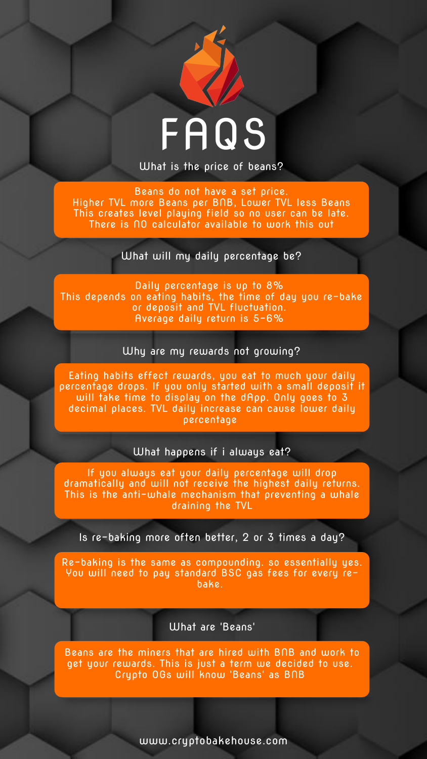# FAQS

## What is the price of beans?

Beans do not have a set price.
Higher TVL more Beans per BNB, Lower TVL less Beans
This creates level playing field so no user can be late.
There is NO calculator available to work this out

## What will my daily percentage be?

Daily percentage is up to 8%
This depends on eating habits, the time of day you re-bake or deposit and TVL fluctuation.
Average daily return is 5-6%

## Why are my rewards not growing?

Eating habits effect rewards, you eat to much your daily percentage drops. If you only started with a small deposit it will take time to display on the dApp. Only goes to 3 decimal places. TVL daily increase can cause lower daily percentage

## What happens if i always eat?

If you always eat your daily percentage will drop dramatically and will not receive the highest daily returns. This is the anti-whale mechanism that preventing a whale draining the TVL

## Is re-baking more often better, 2 or 3 times a day?

Re-baking is the same as compounding. so essentially yes. You will need to pay standard BSC gas fees for every re-bake.

## What are 'Beans'

Beans are the miners that are hired with BNB and work to get your rewards. This is just a term we decided to use. Crypto OGs will know 'Beans' as BNB

www.cryptobakehouse.com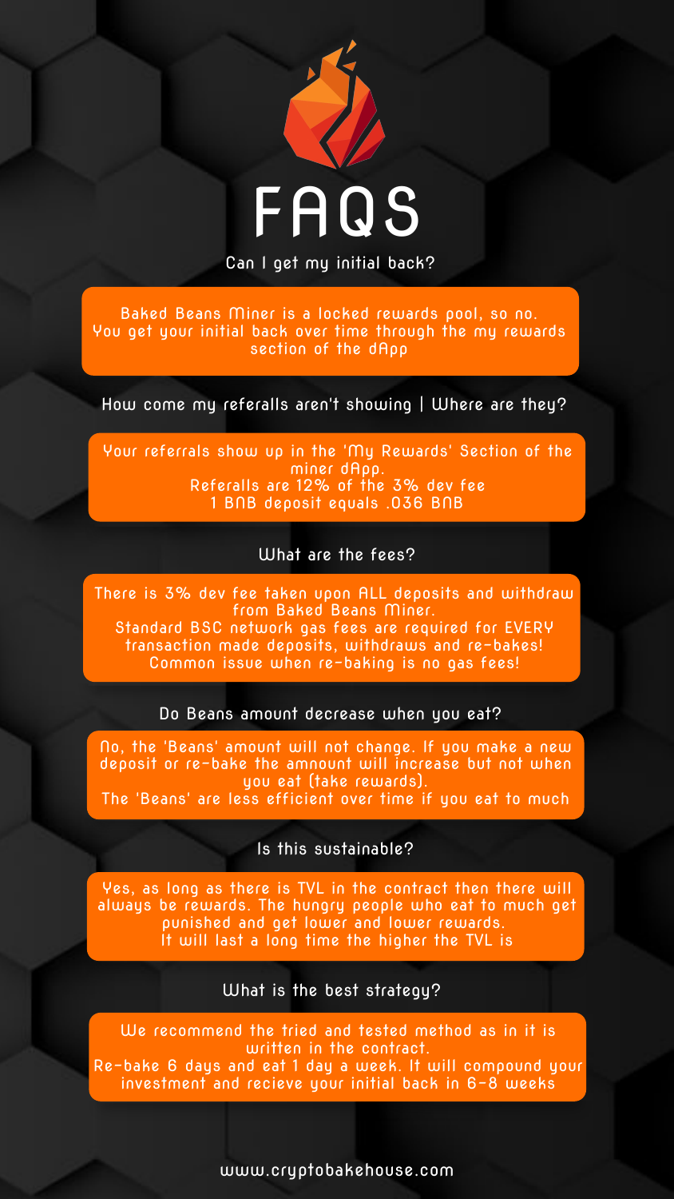# FAQS

### Can I get my initial back?

Baked Beans Miner is a locked rewards pool, so no.
You get your initial back over time through the my rewards section of the dApp

### How come my referalls aren't showing | Where are they?

Your referrals show up in the 'My Rewards' Section of the miner dApp.
Referalls are 12% of the 3% dev fee
1 BNB deposit equals .036 BNB

### What are the fees?

There is 3% dev fee taken upon ALL deposits and withdraw from Baked Beans Miner.
Standard BSC network gas fees are required for EVERY transaction made deposits, withdraws and re-bakes!
Common issue when re-baking is no gas fees!

### Do Beans amount decrease when you eat?

No, the 'Beans' amount will not change. If you make a new deposit or re-bake the amnount will increase but not when you eat (take rewards).
The 'Beans' are less efficient over time if you eat to much

### Is this sustainable?

Yes, as long as there is TVL in the contract then there will always be rewards. The hungry people who eat to much get punished and get lower and lower rewards.
It will last a long time the higher the TVL is

### What is the best strategy?

We recommend the tried and tested method as in it is written in the contract.
Re-bake 6 days and eat 1 day a week. It will compound your investment and recieve your initial back in 6-8 weeks

www.cryptobakehouse.com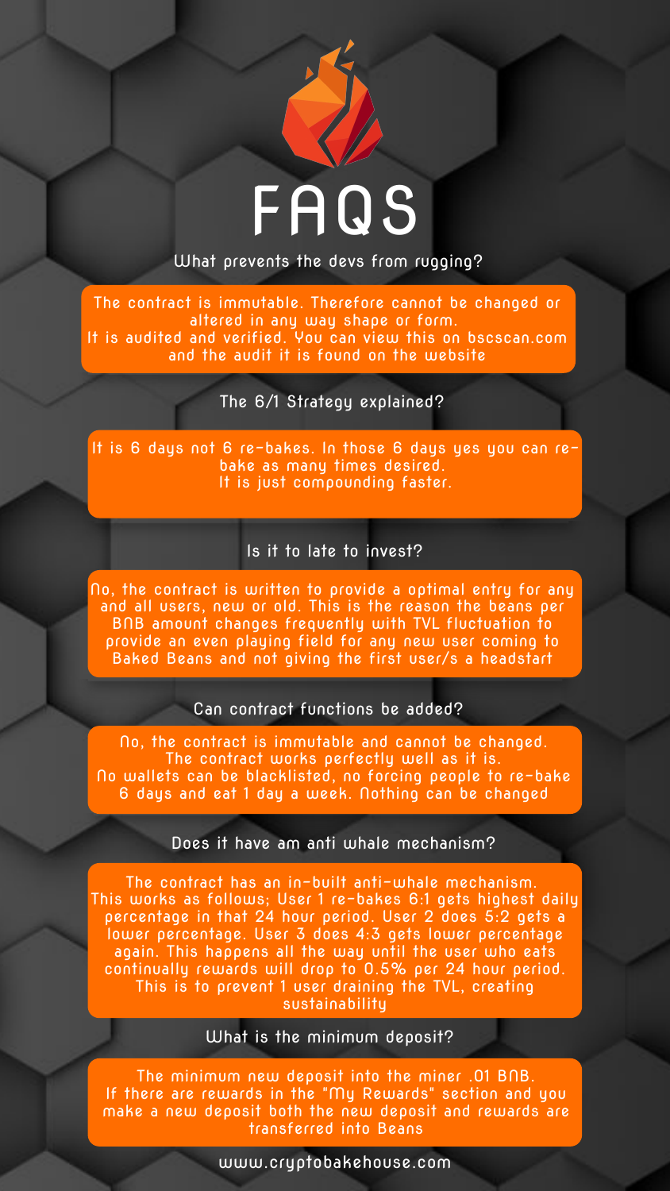# FAQS

## What prevents the devs from rugging?

The contract is immutable. Therefore cannot be changed or altered in any way shape or form.
It is audited and verified. You can view this on bscscan.com and the audit it is found on the website

## The 6/1 Strategy explained?

It is 6 days not 6 re-bakes. In those 6 days yes you can re-bake as many times desired.
It is just compounding faster.

## Is it to late to invest?

No, the contract is written to provide a optimal entry for any and all users, new or old. This is the reason the beans per BNB amount changes frequently with TVL fluctuation to provide an even playing field for any new user coming to Baked Beans and not giving the first user/s a headstart

## Can contract functions be added?

No, the contract is immutable and cannot be changed.
The contract works perfectly well as it is.
No wallets can be blacklisted, no forcing people to re-bake 6 days and eat 1 day a week. Nothing can be changed

## Does it have am anti whale mechanism?

The contract has an in-built anti-whale mechanism.
This works as follows; User 1 re-bakes 6:1 gets highest daily percentage in that 24 hour period. User 2 does 5:2 gets a lower percentage. User 3 does 4:3 gets lower percentage again. This happens all the way until the user who eats continually rewards will drop to 0.5% per 24 hour period.
This is to prevent 1 user draining the TVL, creating sustainability

## What is the minimum deposit?

The minimum new deposit into the miner .01 BNB.
If there are rewards in the "My Rewards" section and you make a new deposit both the new deposit and rewards are transferred into Beans

www.cryptobakehouse.com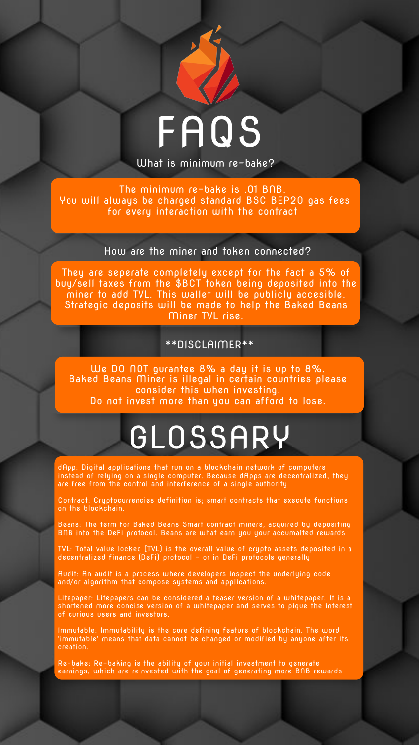# FAQS

What is minimum re-bake?

The minimum re-bake is .01 BNB.
You will always be charged standard BSC BEP20 gas fees for every interaction with the contract

How are the miner and token connected?

They are seperate completely except for the fact a 5% of buy/sell taxes from the $BCT token being deposited into the miner to add TVL. This wallet will be publicly accesible. Strategic deposits will be made to help the Baked Beans Miner TVL rise.

**DISCLAIMER**

We DO NOT gurantee 8% a day it is up to 8%.
Baked Beans Miner is illegal in certain countries please consider this when investing.
Do not invest more than you can afford to lose.

# GLOSSARY

dApp: Digital applications that run on a blockchain network of computers instead of relying on a single computer. Because dApps are decentralized, they are free from the control and interference of a single authority

Contract: Cryptocurrencies definition is; smart contracts that execute functions on the blockchain.

Beans: The term for Baked Beans Smart contract miners, acquired by depositing BNB into the DeFi protocol. Beans are what earn you your accumalted rewards

TVL: Total value locked (TVL) is the overall value of crypto assets deposited in a decentralized finance (DeFi) protocol – or in DeFi protocols generally

Audit: An audit is a process where developers inspect the underlying code and/or algorithm that compose systems and applications.

Litepaper: Litepapers can be considered a teaser version of a whitepaper. It is a shortened more concise version of a whitepaper and serves to pique the interest of curious users and investors.

Immutable: Immutability is the core defining feature of blockchain. The word 'immutable' means that data cannot be changed or modified by anyone after its creation.

Re-bake: Re-baking is the ability of your initial investment to generate earnings, which are reinvested with the goal of generating more BNB rewards